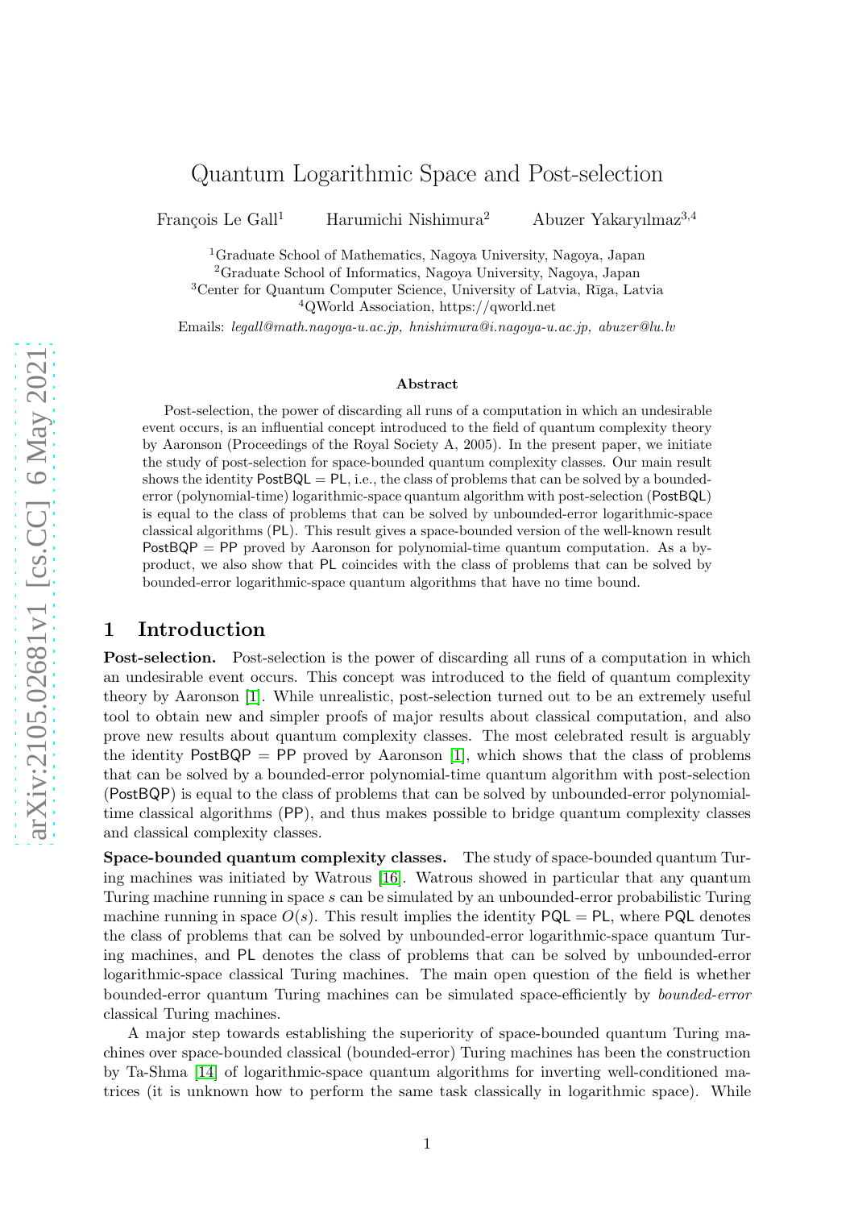# Quantum Logarithmic Space and Post-selection

François Le Gall[1] Harumichi Nishimura[2] Abuzer Yakaryılmaz[3,4]

[1]Graduate School of Mathematics, Nagoya University, Nagoya, Japan
[2]Graduate School of Informatics, Nagoya University, Nagoya, Japan
[3]Center for Quantum Computer Science, University of Latvia, Rīga, Latvia
[4]QWorld Association, https://qworld.net

Emails: *legall@math.nagoya-u.ac.jp, hnishimura@i.nagoya-u.ac.jp, abuzer@lu.lv*

### Abstract

Post-selection, the power of discarding all runs of a computation in which an undesirable event occurs, is an influential concept introduced to the field of quantum complexity theory by Aaronson (Proceedings of the Royal Society A, 2005). In the present paper, we initiate the study of post-selection for space-bounded quantum complexity classes. Our main result shows the identity PostBQL = PL, i.e., the class of problems that can be solved by a bounded-error (polynomial-time) logarithmic-space quantum algorithm with post-selection (PostBQL) is equal to the class of problems that can be solved by unbounded-error logarithmic-space classical algorithms (PL). This result gives a space-bounded version of the well-known result PostBQP = PP proved by Aaronson for polynomial-time quantum computation. As a by-product, we also show that PL coincides with the class of problems that can be solved by bounded-error logarithmic-space quantum algorithms that have no time bound.

## 1 Introduction

**Post-selection.** Post-selection is the power of discarding all runs of a computation in which an undesirable event occurs. This concept was introduced to the field of quantum complexity theory by Aaronson [1]. While unrealistic, post-selection turned out to be an extremely useful tool to obtain new and simpler proofs of major results about classical computation, and also prove new results about quantum complexity classes. The most celebrated result is arguably the identity PostBQP = PP proved by Aaronson [1], which shows that the class of problems that can be solved by a bounded-error polynomial-time quantum algorithm with post-selection (PostBQP) is equal to the class of problems that can be solved by unbounded-error polynomial-time classical algorithms (PP), and thus makes possible to bridge quantum complexity classes and classical complexity classes.

**Space-bounded quantum complexity classes.** The study of space-bounded quantum Turing machines was initiated by Watrous [16]. Watrous showed in particular that any quantum Turing machine running in space $s$ can be simulated by an unbounded-error probabilistic Turing machine running in space $O(s)$. This result implies the identity PQL = PL, where PQL denotes the class of problems that can be solved by unbounded-error logarithmic-space quantum Turing machines, and PL denotes the class of problems that can be solved by unbounded-error logarithmic-space classical Turing machines. The main open question of the field is whether bounded-error quantum Turing machines can be simulated space-efficiently by *bounded-error* classical Turing machines.

A major step towards establishing the superiority of space-bounded quantum Turing machines over space-bounded classical (bounded-error) Turing machines has been the construction by Ta-Shma [14] of logarithmic-space quantum algorithms for inverting well-conditioned matrices (it is unknown how to perform the same task classically in logarithmic space). While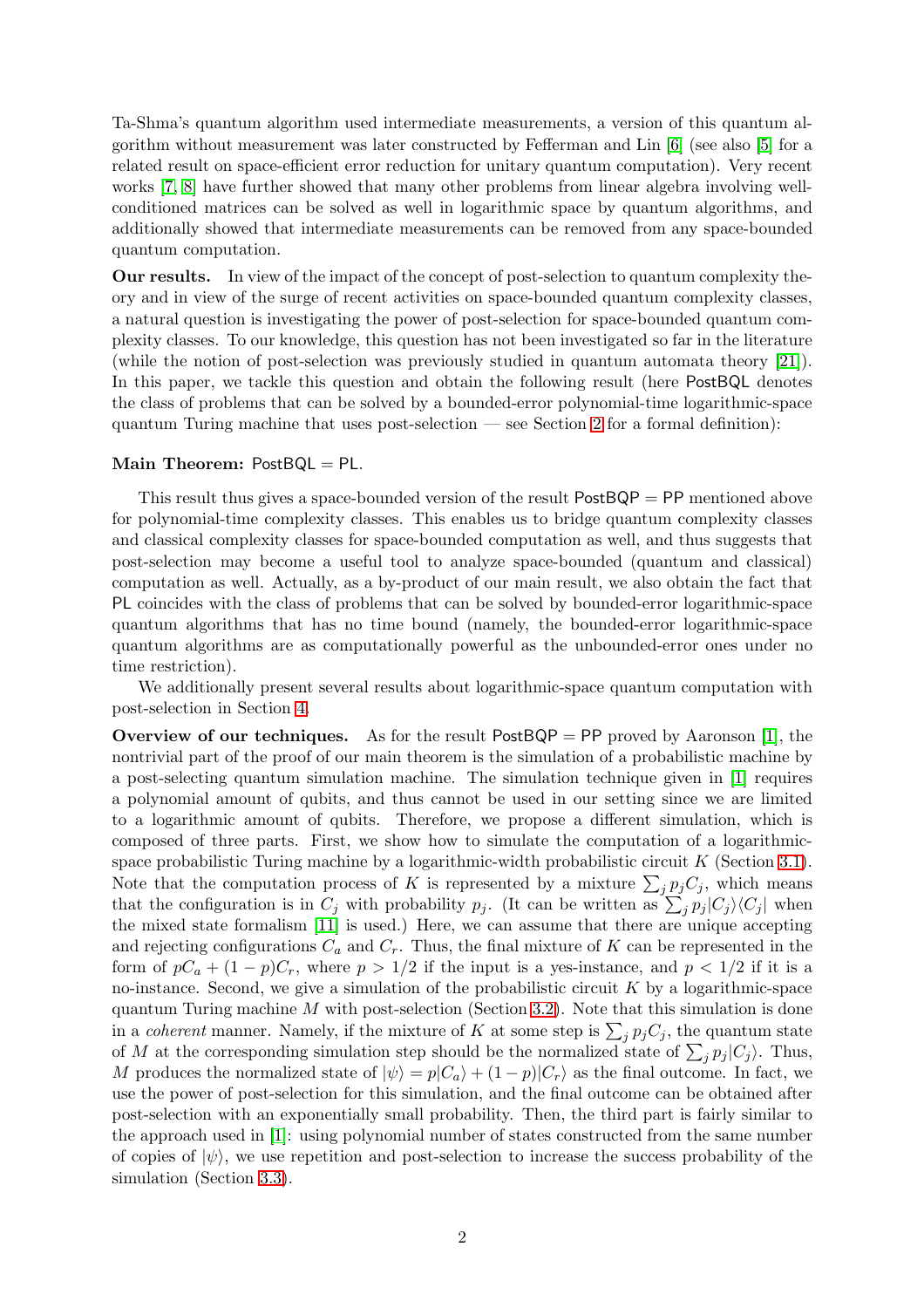Ta-Shma's quantum algorithm used intermediate measurements, a version of this quantum algorithm without measurement was later constructed by Fefferman and Lin [6] (see also [5] for a related result on space-efficient error reduction for unitary quantum computation). Very recent works [7, 8] have further showed that many other problems from linear algebra involving well-conditioned matrices can be solved as well in logarithmic space by quantum algorithms, and additionally showed that intermediate measurements can be removed from any space-bounded quantum computation.

**Our results.** In view of the impact of the concept of post-selection to quantum complexity theory and in view of the surge of recent activities on space-bounded quantum complexity classes, a natural question is investigating the power of post-selection for space-bounded quantum complexity classes. To our knowledge, this question has not been investigated so far in the literature (while the notion of post-selection was previously studied in quantum automata theory [21]). In this paper, we tackle this question and obtain the following result (here PostBQL denotes the class of problems that can be solved by a bounded-error polynomial-time logarithmic-space quantum Turing machine that uses post-selection — see Section 2 for a formal definition):

**Main Theorem:** PostBQL = PL.

This result thus gives a space-bounded version of the result PostBQP = PP mentioned above for polynomial-time complexity classes. This enables us to bridge quantum complexity classes and classical complexity classes for space-bounded computation as well, and thus suggests that post-selection may become a useful tool to analyze space-bounded (quantum and classical) computation as well. Actually, as a by-product of our main result, we also obtain the fact that PL coincides with the class of problems that can be solved by bounded-error logarithmic-space quantum algorithms that has no time bound (namely, the bounded-error logarithmic-space quantum algorithms are as computationally powerful as the unbounded-error ones under no time restriction).

We additionally present several results about logarithmic-space quantum computation with post-selection in Section 4.

**Overview of our techniques.** As for the result PostBQP = PP proved by Aaronson [1], the nontrivial part of the proof of our main theorem is the simulation of a probabilistic machine by a post-selecting quantum simulation machine. The simulation technique given in [1] requires a polynomial amount of qubits, and thus cannot be used in our setting since we are limited to a logarithmic amount of qubits. Therefore, we propose a different simulation, which is composed of three parts. First, we show how to simulate the computation of a logarithmic-space probabilistic Turing machine by a logarithmic-width probabilistic circuit $K$ (Section 3.1). Note that the computation process of $K$ is represented by a mixture $\sum_j p_j C_j$, which means that the configuration is in $C_j$ with probability $p_j$. (It can be written as $\sum_j p_j |C_j\rangle\langle C_j|$ when the mixed state formalism [11] is used.) Here, we can assume that there are unique accepting and rejecting configurations $C_a$ and $C_r$. Thus, the final mixture of $K$ can be represented in the form of $pC_a + (1-p)C_r$, where $p > 1/2$ if the input is a yes-instance, and $p < 1/2$ if it is a no-instance. Second, we give a simulation of the probabilistic circuit $K$ by a logarithmic-space quantum Turing machine $M$ with post-selection (Section 3.2). Note that this simulation is done in a *coherent* manner. Namely, if the mixture of $K$ at some step is $\sum_j p_j C_j$, the quantum state of $M$ at the corresponding simulation step should be the normalized state of $\sum_j p_j |C_j\rangle$. Thus, $M$ produces the normalized state of $|\psi\rangle = p|C_a\rangle + (1-p)|C_r\rangle$ as the final outcome. In fact, we use the power of post-selection for this simulation, and the final outcome can be obtained after post-selection with an exponentially small probability. Then, the third part is fairly similar to the approach used in [1]: using polynomial number of states constructed from the same number of copies of $|\psi\rangle$, we use repetition and post-selection to increase the success probability of the simulation (Section 3.3).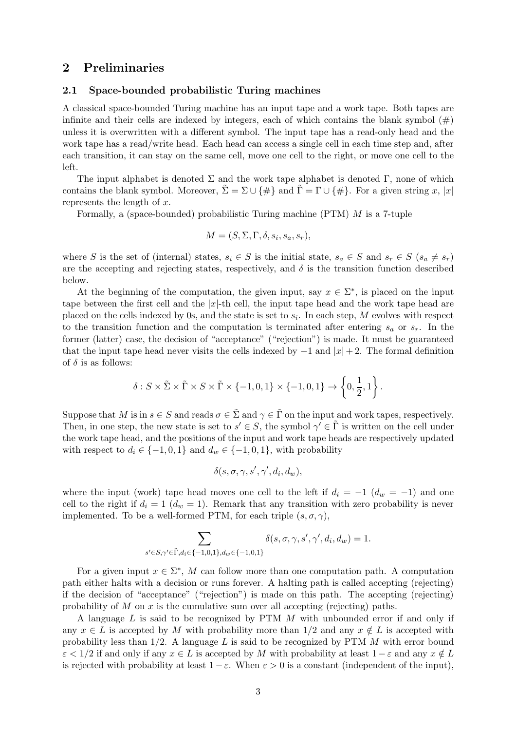## 2 Preliminaries

### 2.1 Space-bounded probabilistic Turing machines

A classical space-bounded Turing machine has an input tape and a work tape. Both tapes are infinite and their cells are indexed by integers, each of which contains the blank symbol (#) unless it is overwritten with a different symbol. The input tape has a read-only head and the work tape has a read/write head. Each head can access a single cell in each time step and, after each transition, it can stay on the same cell, move one cell to the right, or move one cell to the left.

The input alphabet is denoted $\Sigma$ and the work tape alphabet is denoted $\Gamma$, none of which contains the blank symbol. Moreover, $\tilde{\Sigma} = \Sigma \cup \{\#\}$ and $\tilde{\Gamma} = \Gamma \cup \{\#\}$. For a given string $x$, $|x|$ represents the length of $x$.

Formally, a (space-bounded) probabilistic Turing machine (PTM) $M$ is a 7-tuple

$$M = (S, \Sigma, \Gamma, \delta, s_i, s_a, s_r),$$

where $S$ is the set of (internal) states, $s_i \in S$ is the initial state, $s_a \in S$ and $s_r \in S$ ($s_a \neq s_r$) are the accepting and rejecting states, respectively, and $\delta$ is the transition function described below.

At the beginning of the computation, the given input, say $x \in \Sigma^*$, is placed on the input tape between the first cell and the $|x|$-th cell, the input tape head and the work tape head are placed on the cells indexed by 0s, and the state is set to $s_i$. In each step, $M$ evolves with respect to the transition function and the computation is terminated after entering $s_a$ or $s_r$. In the former (latter) case, the decision of "acceptance" ("rejection") is made. It must be guaranteed that the input tape head never visits the cells indexed by $-1$ and $|x|+2$. The formal definition of $\delta$ is as follows:

$$\delta : S \times \tilde{\Sigma} \times \tilde{\Gamma} \times S \times \tilde{\Gamma} \times \{-1,0,1\} \times \{-1,0,1\} \rightarrow \left\{0, \frac{1}{2}, 1\right\}.$$

Suppose that $M$ is in $s \in S$ and reads $\sigma \in \tilde{\Sigma}$ and $\gamma \in \tilde{\Gamma}$ on the input and work tapes, respectively. Then, in one step, the new state is set to $s' \in S$, the symbol $\gamma' \in \tilde{\Gamma}$ is written on the cell under the work tape head, and the positions of the input and work tape heads are respectively updated with respect to $d_i \in \{-1,0,1\}$ and $d_w \in \{-1,0,1\}$, with probability

$$\delta(s, \sigma, \gamma, s', \gamma', d_i, d_w),$$

where the input (work) tape head moves one cell to the left if $d_i = -1$ ($d_w = -1$) and one cell to the right if $d_i = 1$ ($d_w = 1$). Remark that any transition with zero probability is never implemented. To be a well-formed PTM, for each triple $(s, \sigma, \gamma)$,

$$\sum_{s' \in S, \gamma' \in \tilde{\Gamma}, d_i \in \{-1,0,1\}, d_w \in \{-1,0,1\}} \delta(s, \sigma, \gamma, s', \gamma', d_i, d_w) = 1.$$

For a given input $x \in \Sigma^*$, $M$ can follow more than one computation path. A computation path either halts with a decision or runs forever. A halting path is called accepting (rejecting) if the decision of "acceptance" ("rejection") is made on this path. The accepting (rejecting) probability of $M$ on $x$ is the cumulative sum over all accepting (rejecting) paths.

A language $L$ is said to be recognized by PTM $M$ with unbounded error if and only if any $x \in L$ is accepted by $M$ with probability more than $1/2$ and any $x \notin L$ is accepted with probability less than $1/2$. A language $L$ is said to be recognized by PTM $M$ with error bound $\varepsilon < 1/2$ if and only if any $x \in L$ is accepted by $M$ with probability at least $1 - \varepsilon$ and any $x \notin L$ is rejected with probability at least $1 - \varepsilon$. When $\varepsilon > 0$ is a constant (independent of the input),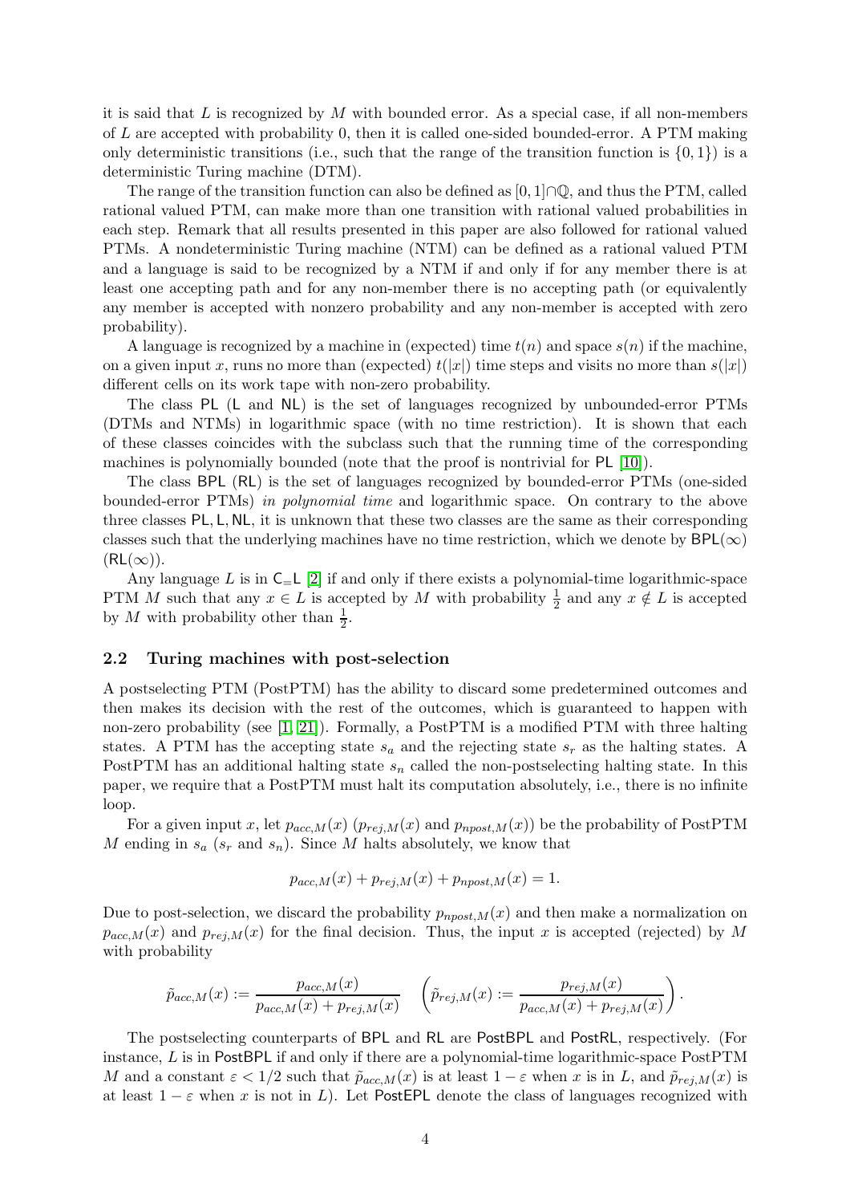it is said that $L$ is recognized by $M$ with bounded error. As a special case, if all non-members of $L$ are accepted with probability 0, then it is called one-sided bounded-error. A PTM making only deterministic transitions (i.e., such that the range of the transition function is $\{0, 1\}$) is a deterministic Turing machine (DTM).

The range of the transition function can also be defined as $[0, 1] \cap \mathbb{Q}$, and thus the PTM, called rational valued PTM, can make more than one transition with rational valued probabilities in each step. Remark that all results presented in this paper are also followed for rational valued PTMs. A nondeterministic Turing machine (NTM) can be defined as a rational valued PTM and a language is said to be recognized by a NTM if and only if for any member there is at least one accepting path and for any non-member there is no accepting path (or equivalently any member is accepted with nonzero probability and any non-member is accepted with zero probability).

A language is recognized by a machine in (expected) time $t(n)$ and space $s(n)$ if the machine, on a given input $x$, runs no more than (expected) $t(|x|)$ time steps and visits no more than $s(|x|)$ different cells on its work tape with non-zero probability.

The class $\mathsf{PL}$ ($\mathsf{L}$ and $\mathsf{NL}$) is the set of languages recognized by unbounded-error PTMs (DTMs and NTMs) in logarithmic space (with no time restriction). It is shown that each of these classes coincides with the subclass such that the running time of the corresponding machines is polynomially bounded (note that the proof is nontrivial for $\mathsf{PL}$ [10]).

The class $\mathsf{BPL}$ ($\mathsf{RL}$) is the set of languages recognized by bounded-error PTMs (one-sided bounded-error PTMs) *in polynomial time* and logarithmic space. On contrary to the above three classes $\mathsf{PL}, \mathsf{L}, \mathsf{NL}$, it is unknown that these two classes are the same as their corresponding classes such that the underlying machines have no time restriction, which we denote by $\mathsf{BPL}(\infty)$ ($\mathsf{RL}(\infty)$).

Any language $L$ is in $\mathsf{C_{=}L}$ [2] if and only if there exists a polynomial-time logarithmic-space PTM $M$ such that any $x \in L$ is accepted by $M$ with probability $\frac{1}{2}$ and any $x \notin L$ is accepted by $M$ with probability other than $\frac{1}{2}$.

### 2.2 Turing machines with post-selection

A postselecting PTM (PostPTM) has the ability to discard some predetermined outcomes and then makes its decision with the rest of the outcomes, which is guaranteed to happen with non-zero probability (see [1, 21]). Formally, a PostPTM is a modified PTM with three halting states. A PTM has the accepting state $s_a$ and the rejecting state $s_r$ as the halting states. A PostPTM has an additional halting state $s_n$ called the non-postselecting halting state. In this paper, we require that a PostPTM must halt its computation absolutely, i.e., there is no infinite loop.

For a given input $x$, let $p_{acc,M}(x)$ ($p_{rej,M}(x)$ and $p_{npost,M}(x)$) be the probability of PostPTM $M$ ending in $s_a$ ($s_r$ and $s_n$). Since $M$ halts absolutely, we know that

$$p_{acc,M}(x) + p_{rej,M}(x) + p_{npost,M}(x) = 1.$$

Due to post-selection, we discard the probability $p_{npost,M}(x)$ and then make a normalization on $p_{acc,M}(x)$ and $p_{rej,M}(x)$ for the final decision. Thus, the input $x$ is accepted (rejected) by $M$ with probability

$$\tilde{p}_{acc,M}(x) := \frac{p_{acc,M}(x)}{p_{acc,M}(x) + p_{rej,M}(x)} \quad \left( \tilde{p}_{rej,M}(x) := \frac{p_{rej,M}(x)}{p_{acc,M}(x) + p_{rej,M}(x)} \right).$$

The postselecting counterparts of $\mathsf{BPL}$ and $\mathsf{RL}$ are $\mathsf{PostBPL}$ and $\mathsf{PostRL}$, respectively. (For instance, $L$ is in $\mathsf{PostBPL}$ if and only if there are a polynomial-time logarithmic-space PostPTM $M$ and a constant $\varepsilon < 1/2$ such that $\tilde{p}_{acc,M}(x)$ is at least $1 - \varepsilon$ when $x$ is in $L$, and $\tilde{p}_{rej,M}(x)$ is at least $1 - \varepsilon$ when $x$ is not in $L$). Let $\mathsf{PostEPL}$ denote the class of languages recognized with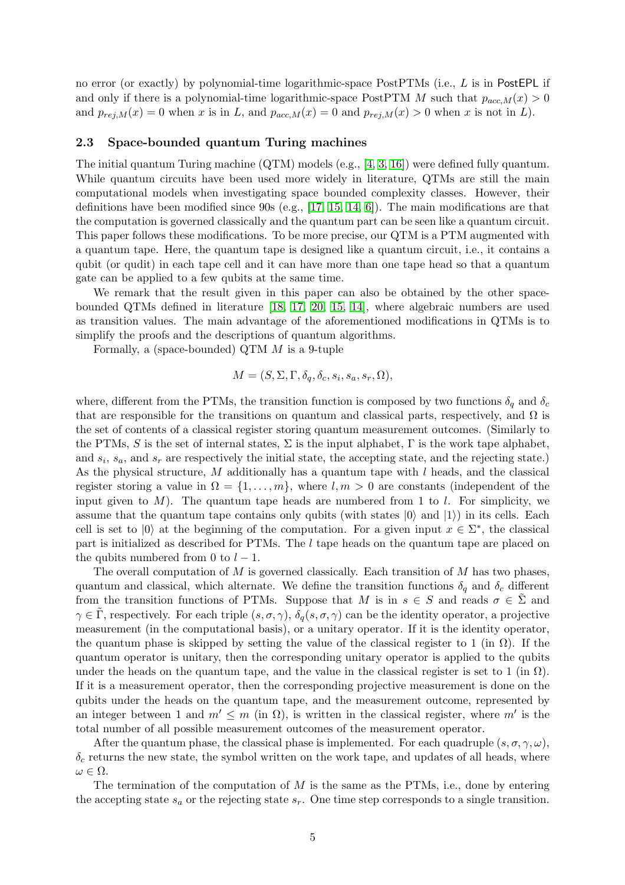no error (or exactly) by polynomial-time logarithmic-space PostPTMs (i.e., $L$ is in PostEPL if and only if there is a polynomial-time logarithmic-space PostPTM $M$ such that $p_{acc,M}(x) > 0$ and $p_{rej,M}(x) = 0$ when $x$ is in $L$, and $p_{acc,M}(x) = 0$ and $p_{rej,M}(x) > 0$ when $x$ is not in $L$).

### 2.3 Space-bounded quantum Turing machines

The initial quantum Turing machine (QTM) models (e.g., [4, 3, 16]) were defined fully quantum. While quantum circuits have been used more widely in literature, QTMs are still the main computational models when investigating space bounded complexity classes. However, their definitions have been modified since 90s (e.g., [17, 15, 14, 6]). The main modifications are that the computation is governed classically and the quantum part can be seen like a quantum circuit. This paper follows these modifications. To be more precise, our QTM is a PTM augmented with a quantum tape. Here, the quantum tape is designed like a quantum circuit, i.e., it contains a qubit (or qudit) in each tape cell and it can have more than one tape head so that a quantum gate can be applied to a few qubits at the same time.

We remark that the result given in this paper can also be obtained by the other space-bounded QTMs defined in literature [18, 17, 20, 15, 14], where algebraic numbers are used as transition values. The main advantage of the aforementioned modifications in QTMs is to simplify the proofs and the descriptions of quantum algorithms.

Formally, a (space-bounded) QTM $M$ is a 9-tuple

$$M = (S, \Sigma, \Gamma, \delta_q, \delta_c, s_i, s_a, s_r, \Omega),$$

where, different from the PTMs, the transition function is composed by two functions $\delta_q$ and $\delta_c$ that are responsible for the transitions on quantum and classical parts, respectively, and $\Omega$ is the set of contents of a classical register storing quantum measurement outcomes. (Similarly to the PTMs, $S$ is the set of internal states, $\Sigma$ is the input alphabet, $\Gamma$ is the work tape alphabet, and $s_i$, $s_a$, and $s_r$ are respectively the initial state, the accepting state, and the rejecting state.) As the physical structure, $M$ additionally has a quantum tape with $l$ heads, and the classical register storing a value in $\Omega = \{1, \ldots, m\}$, where $l, m > 0$ are constants (independent of the input given to $M$). The quantum tape heads are numbered from 1 to $l$. For simplicity, we assume that the quantum tape contains only qubits (with states $|0\rangle$ and $|1\rangle$) in its cells. Each cell is set to $|0\rangle$ at the beginning of the computation. For a given input $x \in \Sigma^*$, the classical part is initialized as described for PTMs. The $l$ tape heads on the quantum tape are placed on the qubits numbered from 0 to $l - 1$.

The overall computation of $M$ is governed classically. Each transition of $M$ has two phases, quantum and classical, which alternate. We define the transition functions $\delta_q$ and $\delta_c$ different from the transition functions of PTMs. Suppose that $M$ is in $s \in S$ and reads $\sigma \in \tilde{\Sigma}$ and $\gamma \in \tilde{\Gamma}$, respectively. For each triple $(s, \sigma, \gamma)$, $\delta_q(s, \sigma, \gamma)$ can be the identity operator, a projective measurement (in the computational basis), or a unitary operator. If it is the identity operator, the quantum phase is skipped by setting the value of the classical register to 1 (in $\Omega$). If the quantum operator is unitary, then the corresponding unitary operator is applied to the qubits under the heads on the quantum tape, and the value in the classical register is set to 1 (in $\Omega$). If it is a measurement operator, then the corresponding projective measurement is done on the qubits under the heads on the quantum tape, and the measurement outcome, represented by an integer between 1 and $m' \leq m$ (in $\Omega$), is written in the classical register, where $m'$ is the total number of all possible measurement outcomes of the measurement operator.

After the quantum phase, the classical phase is implemented. For each quadruple $(s, \sigma, \gamma, \omega)$, $\delta_c$ returns the new state, the symbol written on the work tape, and updates of all heads, where $\omega \in \Omega$.

The termination of the computation of $M$ is the same as the PTMs, i.e., done by entering the accepting state $s_a$ or the rejecting state $s_r$. One time step corresponds to a single transition.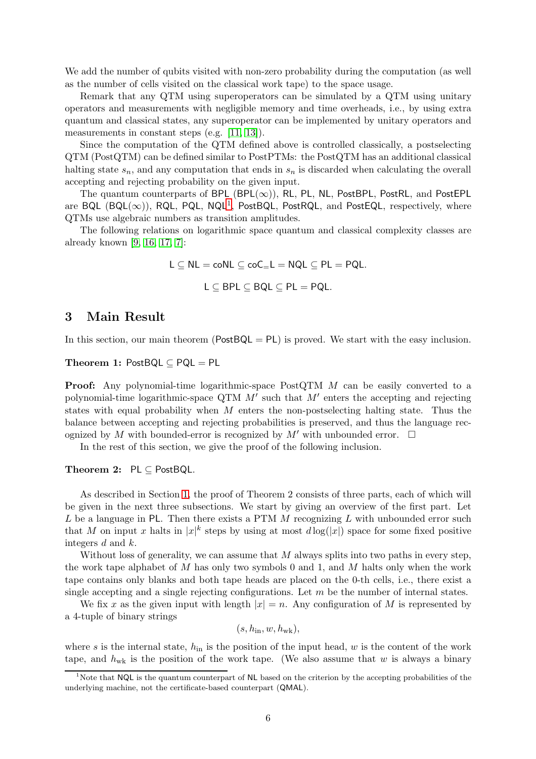We add the number of qubits visited with non-zero probability during the computation (as well as the number of cells visited on the classical work tape) to the space usage.

Remark that any QTM using superoperators can be simulated by a QTM using unitary operators and measurements with negligible memory and time overheads, i.e., by using extra quantum and classical states, any superoperator can be implemented by unitary operators and measurements in constant steps (e.g. [11, 13]).

Since the computation of the QTM defined above is controlled classically, a postselecting QTM (PostQTM) can be defined similar to PostPTMs: the PostQTM has an additional classical halting state $s_n$, and any computation that ends in $s_n$ is discarded when calculating the overall accepting and rejecting probability on the given input.

The quantum counterparts of $\mathsf{BPL}$ ($\mathsf{BPL}(\infty)$), $\mathsf{RL}$, $\mathsf{PL}$, $\mathsf{NL}$, $\mathsf{PostBPL}$, $\mathsf{PostRL}$, and $\mathsf{PostEPL}$ are $\mathsf{BQL}$ ($\mathsf{BQL}(\infty)$), $\mathsf{RQL}$, $\mathsf{PQL}$, $\mathsf{NQL}$[1], $\mathsf{PostBQL}$, $\mathsf{PostRQL}$, and $\mathsf{PostEQL}$, respectively, where QTMs use algebraic numbers as transition amplitudes.

The following relations on logarithmic space quantum and classical complexity classes are already known [9, 16, 17, 7]:

$$\mathsf{L} \subseteq \mathsf{NL} = \mathsf{coNL} \subseteq \mathsf{coC_{=}L} = \mathsf{NQL} \subseteq \mathsf{PL} = \mathsf{PQL}.$$

$$\mathsf{L} \subseteq \mathsf{BPL} \subseteq \mathsf{BQL} \subseteq \mathsf{PL} = \mathsf{PQL}.$$

# 3 Main Result

In this section, our main theorem ($\mathsf{PostBQL} = \mathsf{PL}$) is proved. We start with the easy inclusion.

**Theorem 1:** $\mathsf{PostBQL} \subseteq \mathsf{PQL} = \mathsf{PL}$

**Proof:** Any polynomial-time logarithmic-space PostQTM $M$ can be easily converted to a polynomial-time logarithmic-space QTM $M'$ such that $M'$ enters the accepting and rejecting states with equal probability when $M$ enters the non-postselecting halting state. Thus the balance between accepting and rejecting probabilities is preserved, and thus the language recognized by $M$ with bounded-error is recognized by $M'$ with unbounded error. □

In the rest of this section, we give the proof of the following inclusion.

**Theorem 2:** $\mathsf{PL} \subseteq \mathsf{PostBQL}$.

As described in Section 1, the proof of Theorem 2 consists of three parts, each of which will be given in the next three subsections. We start by giving an overview of the first part. Let $L$ be a language in $\mathsf{PL}$. Then there exists a PTM $M$ recognizing $L$ with unbounded error such that $M$ on input $x$ halts in $|x|^k$ steps by using at most $d\log(|x|)$ space for some fixed positive integers $d$ and $k$.

Without loss of generality, we can assume that $M$ always splits into two paths in every step, the work tape alphabet of $M$ has only two symbols 0 and 1, and $M$ halts only when the work tape contains only blanks and both tape heads are placed on the 0-th cells, i.e., there exist a single accepting and a single rejecting configurations. Let $m$ be the number of internal states.

We fix $x$ as the given input with length $|x| = n$. Any configuration of $M$ is represented by a 4-tuple of binary strings

$$(s, h_{\text{in}}, w, h_{\text{wk}}),$$

where $s$ is the internal state, $h_{\text{in}}$ is the position of the input head, $w$ is the content of the work tape, and $h_{\text{wk}}$ is the position of the work tape. (We also assume that $w$ is always a binary

[1] Note that $\mathsf{NQL}$ is the quantum counterpart of $\mathsf{NL}$ based on the criterion by the accepting probabilities of the underlying machine, not the certificate-based counterpart ($\mathsf{QMAL}$).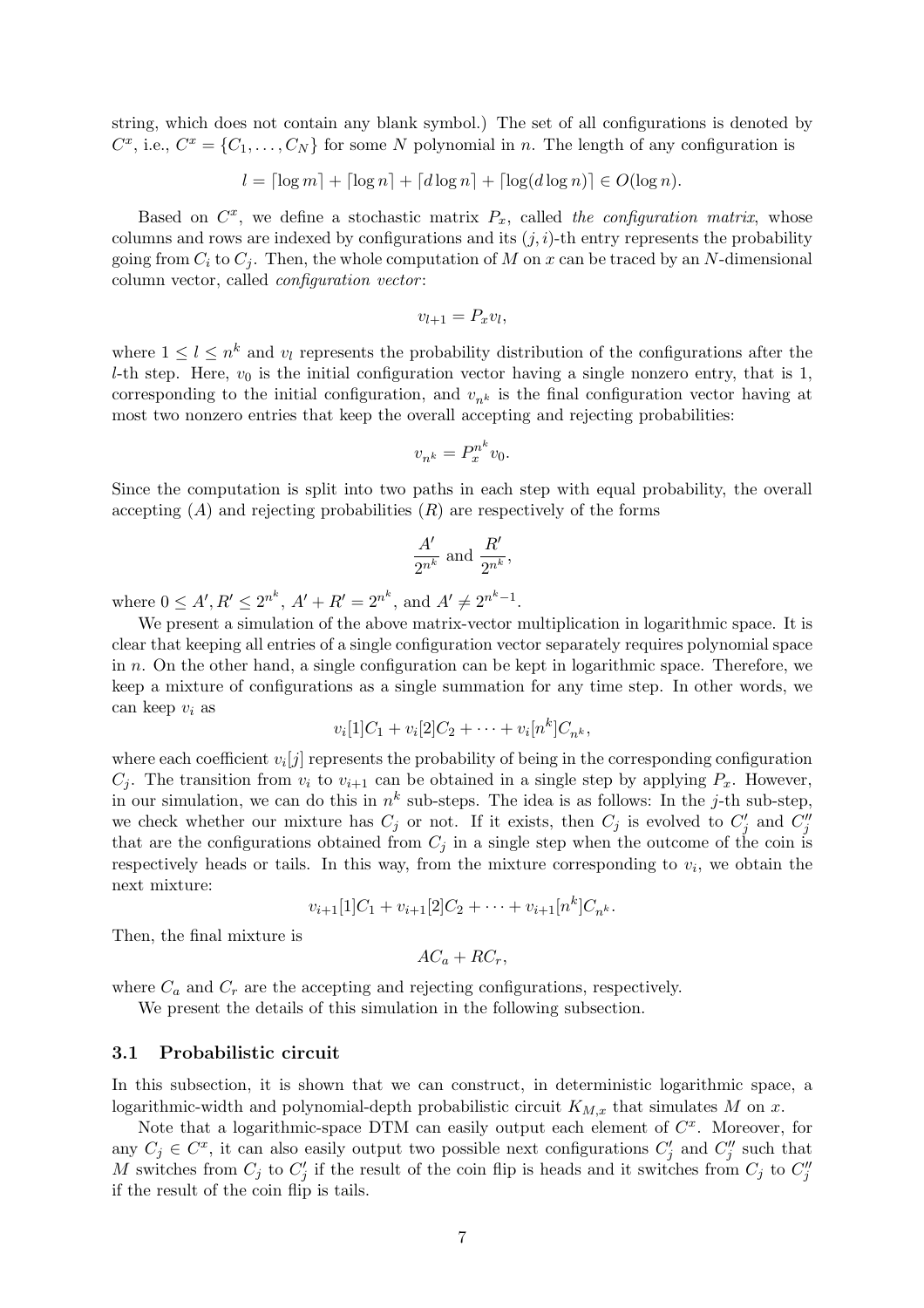string, which does not contain any blank symbol.) The set of all configurations is denoted by $C^x$, i.e., $C^x = \{C_1, \ldots, C_N\}$ for some $N$ polynomial in $n$. The length of any configuration is

$$l = \lceil \log m \rceil + \lceil \log n \rceil + \lceil d \log n \rceil + \lceil \log(d \log n) \rceil \in O(\log n).$$

Based on $C^x$, we define a stochastic matrix $P_x$, called *the configuration matrix*, whose columns and rows are indexed by configurations and its $(j,i)$-th entry represents the probability going from $C_i$ to $C_j$. Then, the whole computation of $M$ on $x$ can be traced by an $N$-dimensional column vector, called *configuration vector*:

$$v_{l+1} = P_x v_l,$$

where $1 \leq l \leq n^k$ and $v_l$ represents the probability distribution of the configurations after the $l$-th step. Here, $v_0$ is the initial configuration vector having a single nonzero entry, that is 1, corresponding to the initial configuration, and $v_{n^k}$ is the final configuration vector having at most two nonzero entries that keep the overall accepting and rejecting probabilities:

$$v_{n^k} = P_x^{n^k} v_0.$$

Since the computation is split into two paths in each step with equal probability, the overall accepting ($A$) and rejecting probabilities ($R$) are respectively of the forms

$$\frac{A'}{2^{n^k}} \text{ and } \frac{R'}{2^{n^k}},$$

where $0 \leq A', R' \leq 2^{n^k}$, $A' + R' = 2^{n^k}$, and $A' \neq 2^{n^k - 1}$.

We present a simulation of the above matrix-vector multiplication in logarithmic space. It is clear that keeping all entries of a single configuration vector separately requires polynomial space in $n$. On the other hand, a single configuration can be kept in logarithmic space. Therefore, we keep a mixture of configurations as a single summation for any time step. In other words, we can keep $v_i$ as

$$v_i[1]C_1 + v_i[2]C_2 + \cdots + v_i[n^k]C_{n^k},$$

where each coefficient $v_i[j]$ represents the probability of being in the corresponding configuration $C_j$. The transition from $v_i$ to $v_{i+1}$ can be obtained in a single step by applying $P_x$. However, in our simulation, we can do this in $n^k$ sub-steps. The idea is as follows: In the $j$-th sub-step, we check whether our mixture has $C_j$ or not. If it exists, then $C_j$ is evolved to $C_j'$ and $C_j''$ that are the configurations obtained from $C_j$ in a single step when the outcome of the coin is respectively heads or tails. In this way, from the mixture corresponding to $v_i$, we obtain the next mixture:

$$v_{i+1}[1]C_1 + v_{i+1}[2]C_2 + \cdots + v_{i+1}[n^k]C_{n^k}.$$

Then, the final mixture is

$$AC_a + RC_r,$$

where $C_a$ and $C_r$ are the accepting and rejecting configurations, respectively.

We present the details of this simulation in the following subsection.

### 3.1 Probabilistic circuit

In this subsection, it is shown that we can construct, in deterministic logarithmic space, a logarithmic-width and polynomial-depth probabilistic circuit $K_{M,x}$ that simulates $M$ on $x$.

Note that a logarithmic-space DTM can easily output each element of $C^x$. Moreover, for any $C_j \in C^x$, it can also easily output two possible next configurations $C_j'$ and $C_j''$ such that $M$ switches from $C_j$ to $C_j'$ if the result of the coin flip is heads and it switches from $C_j$ to $C_j''$ if the result of the coin flip is tails.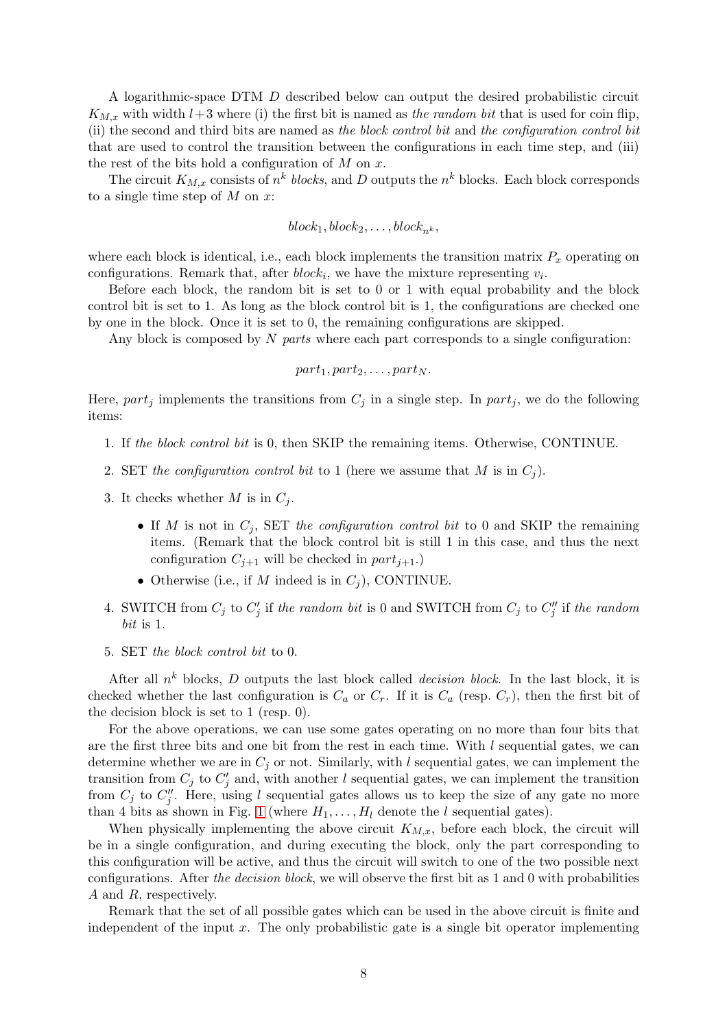A logarithmic-space DTM $D$ described below can output the desired probabilistic circuit $K_{M,x}$ with width $l+3$ where (i) the first bit is named as *the random bit* that is used for coin flip, (ii) the second and third bits are named as *the block control bit* and *the configuration control bit* that are used to control the transition between the configurations in each time step, and (iii) the rest of the bits hold a configuration of $M$ on $x$.

The circuit $K_{M,x}$ consists of $n^k$ *blocks*, and $D$ outputs the $n^k$ blocks. Each block corresponds to a single time step of $M$ on $x$:

$$block_1, block_2, \ldots, block_{n^k},$$

where each block is identical, i.e., each block implements the transition matrix $P_x$ operating on configurations. Remark that, after $block_i$, we have the mixture representing $v_i$.

Before each block, the random bit is set to 0 or 1 with equal probability and the block control bit is set to 1. As long as the block control bit is 1, the configurations are checked one by one in the block. Once it is set to 0, the remaining configurations are skipped.

Any block is composed by $N$ *parts* where each part corresponds to a single configuration:

$$part_1, part_2, \ldots, part_N.$$

Here, $part_j$ implements the transitions from $C_j$ in a single step. In $part_j$, we do the following items:

1. If *the block control bit* is 0, then SKIP the remaining items. Otherwise, CONTINUE.
2. SET *the configuration control bit* to 1 (here we assume that $M$ is in $C_j$).
3. It checks whether $M$ is in $C_j$.
   - If $M$ is not in $C_j$, SET *the configuration control bit* to 0 and SKIP the remaining items. (Remark that the block control bit is still 1 in this case, and thus the next configuration $C_{j+1}$ will be checked in $part_{j+1}$.)
   - Otherwise (i.e., if $M$ indeed is in $C_j$), CONTINUE.
4. SWITCH from $C_j$ to $C_j'$ if *the random bit* is 0 and SWITCH from $C_j$ to $C_j''$ if *the random bit* is 1.
5. SET *the block control bit* to 0.

After all $n^k$ blocks, $D$ outputs the last block called *decision block*. In the last block, it is checked whether the last configuration is $C_a$ or $C_r$. If it is $C_a$ (resp. $C_r$), then the first bit of the decision block is set to 1 (resp. 0).

For the above operations, we can use some gates operating on no more than four bits that are the first three bits and one bit from the rest in each time. With $l$ sequential gates, we can determine whether we are in $C_j$ or not. Similarly, with $l$ sequential gates, we can implement the transition from $C_j$ to $C_j'$ and, with another $l$ sequential gates, we can implement the transition from $C_j$ to $C_j''$. Here, using $l$ sequential gates allows us to keep the size of any gate no more than 4 bits as shown in Fig. 1 (where $H_1, \ldots, H_l$ denote the $l$ sequential gates).

When physically implementing the above circuit $K_{M,x}$, before each block, the circuit will be in a single configuration, and during executing the block, only the part corresponding to this configuration will be active, and thus the circuit will switch to one of the two possible next configurations. After *the decision block*, we will observe the first bit as 1 and 0 with probabilities $A$ and $R$, respectively.

Remark that the set of all possible gates which can be used in the above circuit is finite and independent of the input $x$. The only probabilistic gate is a single bit operator implementing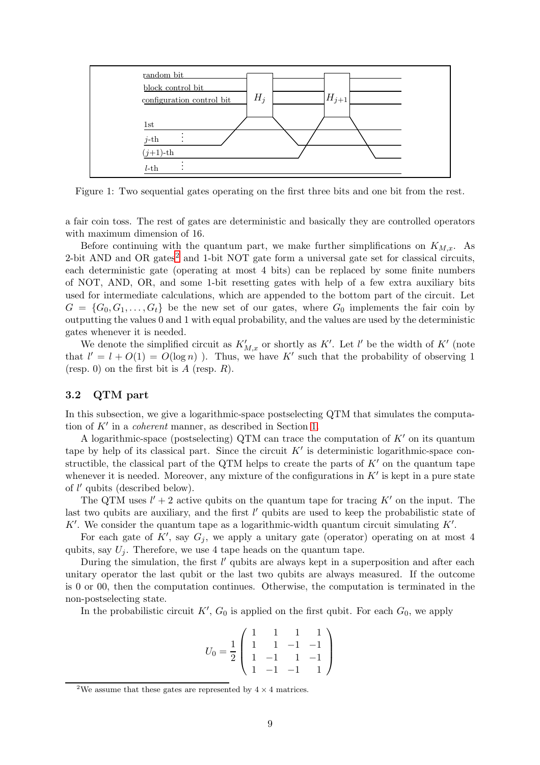Figure 1: Two sequential gates operating on the first three bits and one bit from the rest.

a fair coin toss. The rest of gates are deterministic and basically they are controlled operators with maximum dimension of 16.

Before continuing with the quantum part, we make further simplifications on $K_{M,x}$. As 2-bit AND and OR gates[2] and 1-bit NOT gate form a universal gate set for classical circuits, each deterministic gate (operating at most 4 bits) can be replaced by some finite numbers of NOT, AND, OR, and some 1-bit resetting gates with help of a few extra auxiliary bits used for intermediate calculations, which are appended to the bottom part of the circuit. Let $G = \{G_0, G_1, \ldots, G_t\}$ be the new set of our gates, where $G_0$ implements the fair coin by outputting the values 0 and 1 with equal probability, and the values are used by the deterministic gates whenever it is needed.

We denote the simplified circuit as $K'_{M,x}$ or shortly as $K'$. Let $l'$ be the width of $K'$ (note that $l' = l + O(1) = O(\log n)$ ). Thus, we have $K'$ such that the probability of observing 1 (resp. 0) on the first bit is $A$ (resp. $R$).

### 3.2 QTM part

In this subsection, we give a logarithmic-space postselecting QTM that simulates the computation of $K'$ in a *coherent* manner, as described in Section 1.

A logarithmic-space (postselecting) QTM can trace the computation of $K'$ on its quantum tape by help of its classical part. Since the circuit $K'$ is deterministic logarithmic-space constructible, the classical part of the QTM helps to create the parts of $K'$ on the quantum tape whenever it is needed. Moreover, any mixture of the configurations in $K'$ is kept in a pure state of $l'$ qubits (described below).

The QTM uses $l' + 2$ active qubits on the quantum tape for tracing $K'$ on the input. The last two qubits are auxiliary, and the first $l'$ qubits are used to keep the probabilistic state of $K'$. We consider the quantum tape as a logarithmic-width quantum circuit simulating $K'$.

For each gate of $K'$, say $G_j$, we apply a unitary gate (operator) operating on at most 4 qubits, say $U_j$. Therefore, we use 4 tape heads on the quantum tape.

During the simulation, the first $l'$ qubits are always kept in a superposition and after each unitary operator the last qubit or the last two qubits are always measured. If the outcome is 0 or 00, then the computation continues. Otherwise, the computation is terminated in the non-postselecting state.

In the probabilistic circuit $K'$, $G_0$ is applied on the first qubit. For each $G_0$, we apply

$$U_0 = \frac{1}{2} \begin{pmatrix} 1 & 1 & 1 & 1 \\ 1 & 1 & -1 & -1 \\ 1 & -1 & 1 & -1 \\ 1 & -1 & -1 & 1 \end{pmatrix}$$

[2] We assume that these gates are represented by $4 \times 4$ matrices.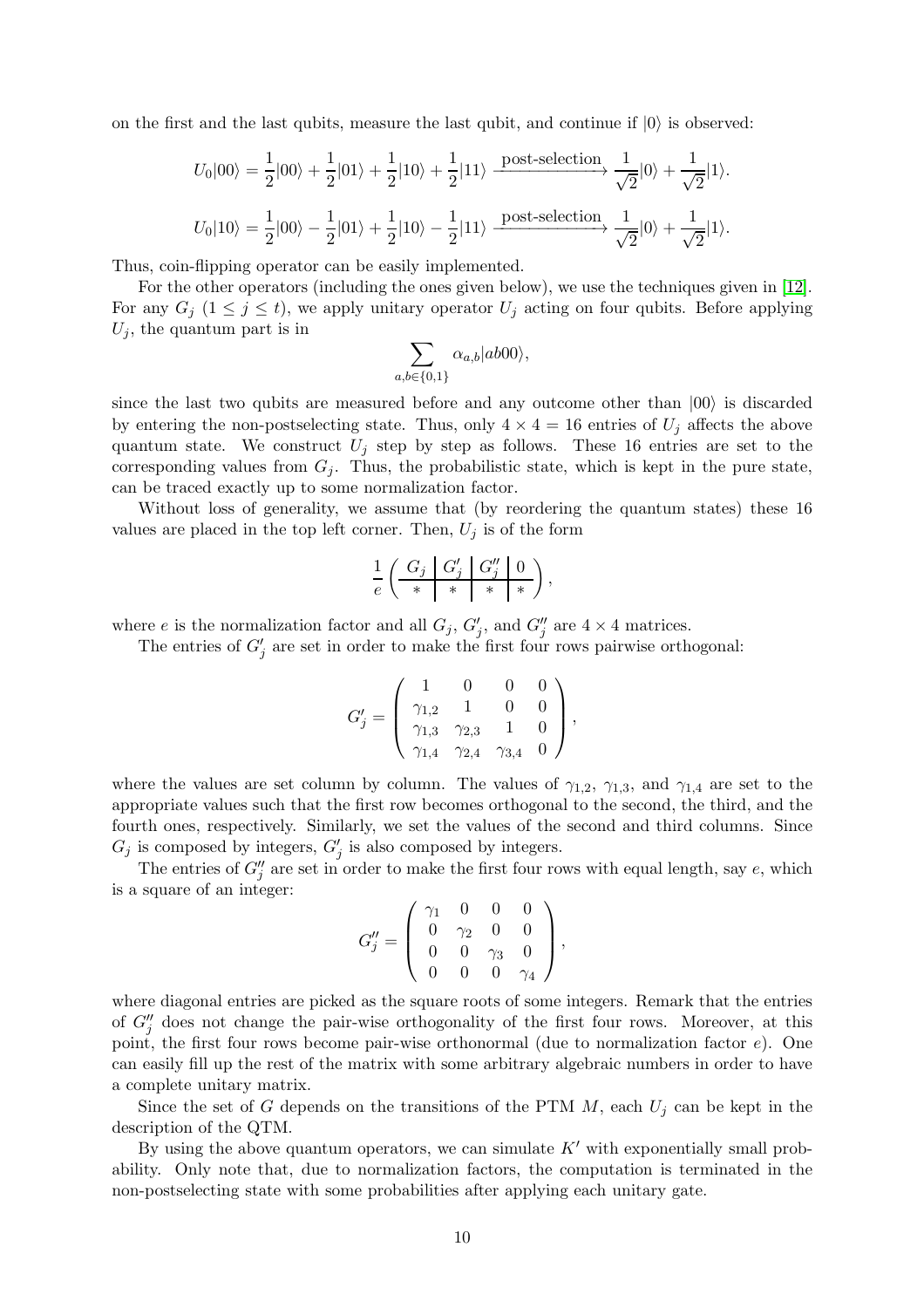on the first and the last qubits, measure the last qubit, and continue if $|0\rangle$ is observed:

$$U_0|00\rangle = \frac{1}{2}|00\rangle + \frac{1}{2}|01\rangle + \frac{1}{2}|10\rangle + \frac{1}{2}|11\rangle \xrightarrow{\text{post-selection}} \frac{1}{\sqrt{2}}|0\rangle + \frac{1}{\sqrt{2}}|1\rangle.$$

$$U_0|10\rangle = \frac{1}{2}|00\rangle - \frac{1}{2}|01\rangle + \frac{1}{2}|10\rangle - \frac{1}{2}|11\rangle \xrightarrow{\text{post-selection}} \frac{1}{\sqrt{2}}|0\rangle + \frac{1}{\sqrt{2}}|1\rangle.$$

Thus, coin-flipping operator can be easily implemented.

For the other operators (including the ones given below), we use the techniques given in [12]. For any $G_j$ ($1 \leq j \leq t$), we apply unitary operator $U_j$ acting on four qubits. Before applying $U_j$, the quantum part is in

$$\sum_{a,b \in \{0,1\}} \alpha_{a,b}|ab00\rangle,$$

since the last two qubits are measured before and any outcome other than $|00\rangle$ is discarded by entering the non-postselecting state. Thus, only $4 \times 4 = 16$ entries of $U_j$ affects the above quantum state. We construct $U_j$ step by step as follows. These 16 entries are set to the corresponding values from $G_j$. Thus, the probabilistic state, which is kept in the pure state, can be traced exactly up to some normalization factor.

Without loss of generality, we assume that (by reordering the quantum states) these 16 values are placed in the top left corner. Then, $U_j$ is of the form

$$\frac{1}{e}\left(\begin{array}{c|c|c|c} G_j & G'_j & G''_j & 0 \\ \hline * & * & * & * \end{array}\right),$$

where $e$ is the normalization factor and all $G_j$, $G'_j$, and $G''_j$ are $4 \times 4$ matrices.

The entries of $G'_j$ are set in order to make the first four rows pairwise orthogonal:

$$G'_j = \begin{pmatrix} 1 & 0 & 0 & 0 \\ \gamma_{1,2} & 1 & 0 & 0 \\ \gamma_{1,3} & \gamma_{2,3} & 1 & 0 \\ \gamma_{1,4} & \gamma_{2,4} & \gamma_{3,4} & 0 \end{pmatrix},$$

where the values are set column by column. The values of $\gamma_{1,2}$, $\gamma_{1,3}$, and $\gamma_{1,4}$ are set to the appropriate values such that the first row becomes orthogonal to the second, the third, and the fourth ones, respectively. Similarly, we set the values of the second and third columns. Since $G_j$ is composed by integers, $G'_j$ is also composed by integers.

The entries of $G''_j$ are set in order to make the first four rows with equal length, say $e$, which is a square of an integer:

$$G''_j = \begin{pmatrix} \gamma_1 & 0 & 0 & 0 \\ 0 & \gamma_2 & 0 & 0 \\ 0 & 0 & \gamma_3 & 0 \\ 0 & 0 & 0 & \gamma_4 \end{pmatrix},$$

where diagonal entries are picked as the square roots of some integers. Remark that the entries of $G''_j$ does not change the pair-wise orthogonality of the first four rows. Moreover, at this point, the first four rows become pair-wise orthonormal (due to normalization factor $e$). One can easily fill up the rest of the matrix with some arbitrary algebraic numbers in order to have a complete unitary matrix.

Since the set of $G$ depends on the transitions of the PTM $M$, each $U_j$ can be kept in the description of the QTM.

By using the above quantum operators, we can simulate $K'$ with exponentially small probability. Only note that, due to normalization factors, the computation is terminated in the non-postselecting state with some probabilities after applying each unitary gate.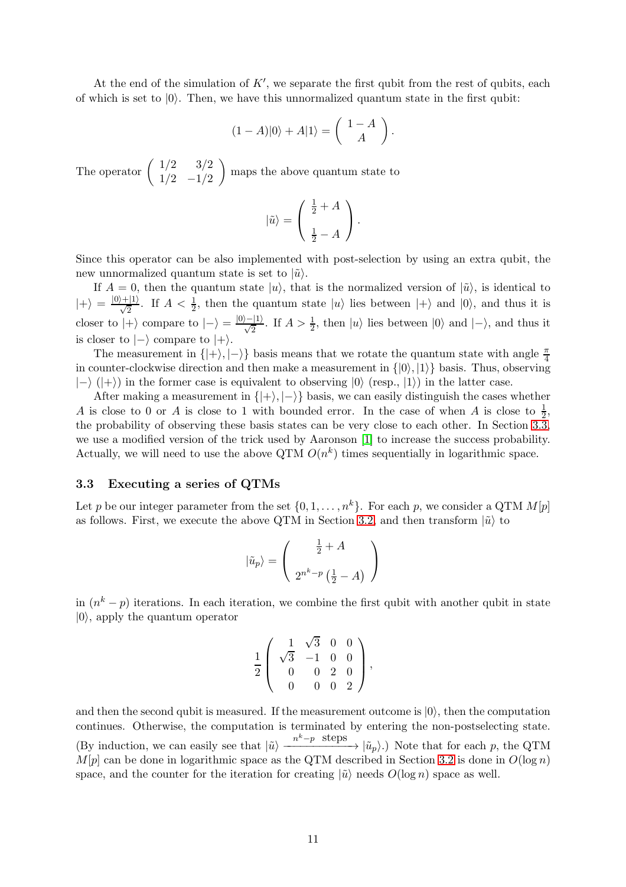At the end of the simulation of $K'$, we separate the first qubit from the rest of qubits, each of which is set to $|0\rangle$. Then, we have this unnormalized quantum state in the first qubit:

$$(1-A)|0\rangle + A|1\rangle = \begin{pmatrix} 1-A \\ A \end{pmatrix}.$$

The operator $\begin{pmatrix} 1/2 & 3/2 \\ 1/2 & -1/2 \end{pmatrix}$ maps the above quantum state to

$$|\tilde{u}\rangle = \begin{pmatrix} \frac{1}{2} + A \\ \\ \frac{1}{2} - A \end{pmatrix}.$$

Since this operator can be also implemented with post-selection by using an extra qubit, the new unnormalized quantum state is set to $|\tilde{u}\rangle$.

If $A = 0$, then the quantum state $|u\rangle$, that is the normalized version of $|\tilde{u}\rangle$, is identical to $|+\rangle = \frac{|0\rangle+|1\rangle}{\sqrt{2}}$. If $A < \frac{1}{2}$, then the quantum state $|u\rangle$ lies between $|+\rangle$ and $|0\rangle$, and thus it is closer to $|+\rangle$ compare to $|-\rangle = \frac{|0\rangle-|1\rangle}{\sqrt{2}}$. If $A > \frac{1}{2}$, then $|u\rangle$ lies between $|0\rangle$ and $|-\rangle$, and thus it is closer to $|-\rangle$ compare to $|+\rangle$.

The measurement in $\{|+\rangle, |-\rangle\}$ basis means that we rotate the quantum state with angle $\frac{\pi}{4}$ in counter-clockwise direction and then make a measurement in $\{|0\rangle, |1\rangle\}$ basis. Thus, observing $|-\rangle$ ($|+\rangle$) in the former case is equivalent to observing $|0\rangle$ (resp., $|1\rangle$) in the latter case.

After making a measurement in $\{|+\rangle, |-\rangle\}$ basis, we can easily distinguish the cases whether $A$ is close to 0 or $A$ is close to 1 with bounded error. In the case of when $A$ is close to $\frac{1}{2}$, the probability of observing these basis states can be very close to each other. In Section 3.3, we use a modified version of the trick used by Aaronson [1] to increase the success probability. Actually, we will need to use the above QTM $O(n^k)$ times sequentially in logarithmic space.

### 3.3 Executing a series of QTMs

Let $p$ be our integer parameter from the set $\{0, 1, \ldots, n^k\}$. For each $p$, we consider a QTM $M[p]$ as follows. First, we execute the above QTM in Section 3.2, and then transform $|\tilde{u}\rangle$ to

$$|\tilde{u}_p\rangle = \begin{pmatrix} \frac{1}{2} + A \\ \\ 2^{n^k - p}\left(\frac{1}{2} - A\right) \end{pmatrix}$$

in $(n^k - p)$ iterations. In each iteration, we combine the first qubit with another qubit in state $|0\rangle$, apply the quantum operator

$$\frac{1}{2}\begin{pmatrix} 1 & \sqrt{3} & 0 & 0 \\ \sqrt{3} & -1 & 0 & 0 \\ 0 & 0 & 2 & 0 \\ 0 & 0 & 0 & 2 \end{pmatrix},$$

and then the second qubit is measured. If the measurement outcome is $|0\rangle$, then the computation continues. Otherwise, the computation is terminated by entering the non-postselecting state. (By induction, we can easily see that $|\tilde{u}\rangle \xrightarrow{n^k - p \text{ steps}} |\tilde{u}_p\rangle$.) Note that for each $p$, the QTM $M[p]$ can be done in logarithmic space as the QTM described in Section 3.2 is done in $O(\log n)$ space, and the counter for the iteration for creating $|\tilde{u}\rangle$ needs $O(\log n)$ space as well.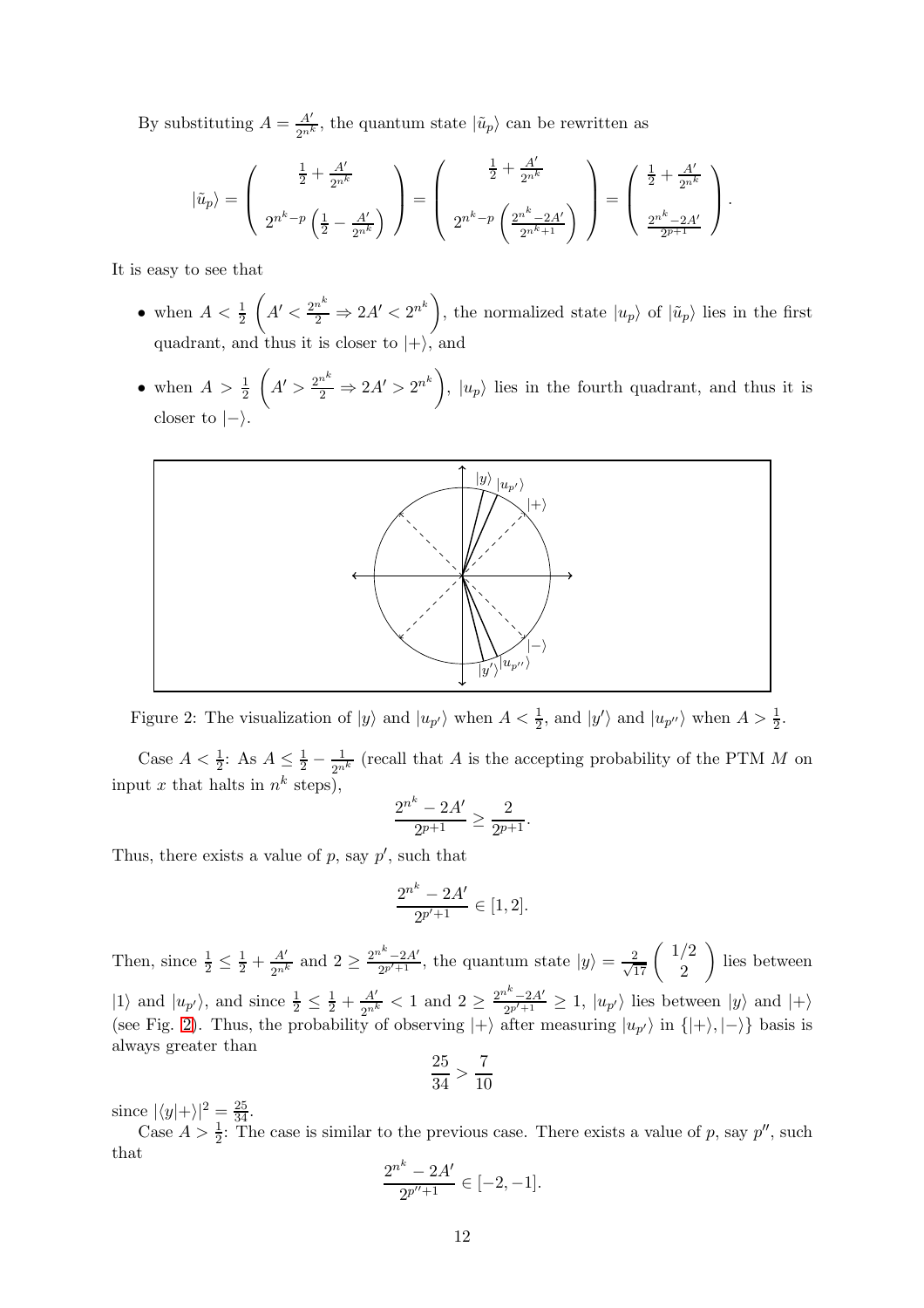By substituting $A = \frac{A'}{2^{n^k}}$, the quantum state $|\tilde{u}_p\rangle$ can be rewritten as

$$|\tilde{u}_p\rangle = \begin{pmatrix} \frac{1}{2} + \frac{A'}{2^{n^k}} \\ 2^{n^k - p}\left(\frac{1}{2} - \frac{A'}{2^{n^k}}\right) \end{pmatrix} = \begin{pmatrix} \frac{1}{2} + \frac{A'}{2^{n^k}} \\ 2^{n^k - p}\left(\frac{2^{n^k} - 2A'}{2^{n^k+1}}\right) \end{pmatrix} = \begin{pmatrix} \frac{1}{2} + \frac{A'}{2^{n^k}} \\ \frac{2^{n^k} - 2A'}{2^{p+1}} \end{pmatrix}.$$

It is easy to see that

- when $A < \frac{1}{2}$ $\left(A' < \frac{2^{n^k}}{2} \Rightarrow 2A' < 2^{n^k}\right)$, the normalized state $|u_p\rangle$ of $|\tilde{u}_p\rangle$ lies in the first quadrant, and thus it is closer to $|+\rangle$, and
- when $A > \frac{1}{2}$ $\left(A' > \frac{2^{n^k}}{2} \Rightarrow 2A' > 2^{n^k}\right)$, $|u_p\rangle$ lies in the fourth quadrant, and thus it is closer to $|-\rangle$.

Figure 2: The visualization of $|y\rangle$ and $|u_{p'}\rangle$ when $A < \frac{1}{2}$, and $|y'\rangle$ and $|u_{p''}\rangle$ when $A > \frac{1}{2}$.

Case $A < \frac{1}{2}$: As $A \leq \frac{1}{2} - \frac{1}{2^{n^k}}$ (recall that $A$ is the accepting probability of the PTM $M$ on input $x$ that halts in $n^k$ steps),

$$\frac{2^{n^k} - 2A'}{2^{p+1}} \geq \frac{2}{2^{p+1}}.$$

Thus, there exists a value of $p$, say $p'$, such that

$$\frac{2^{n^k} - 2A'}{2^{p'+1}} \in [1, 2].$$

Then, since $\frac{1}{2} \leq \frac{1}{2} + \frac{A'}{2^{n^k}}$ and $2 \geq \frac{2^{n^k} - 2A'}{2^{p'+1}}$, the quantum state $|y\rangle = \frac{2}{\sqrt{17}} \begin{pmatrix} 1/2 \\ 2 \end{pmatrix}$ lies between $|1\rangle$ and $|u_{p'}\rangle$, and since $\frac{1}{2} \leq \frac{1}{2} + \frac{A'}{2^{n^k}} < 1$ and $2 \geq \frac{2^{n^k} - 2A'}{2^{p'+1}} \geq 1$, $|u_{p'}\rangle$ lies between $|y\rangle$ and $|+\rangle$ (see Fig. 2). Thus, the probability of observing $|+\rangle$ after measuring $|u_{p'}\rangle$ in $\{|+\rangle, |-\rangle\}$ basis is always greater than

$$\frac{25}{34} > \frac{7}{10}$$

since $|\langle y|+\rangle|^2 = \frac{25}{34}$.

Case $A > \frac{1}{2}$: The case is similar to the previous case. There exists a value of $p$, say $p''$, such that

$$\frac{2^{n^k} - 2A'}{2^{p''+1}} \in [-2, -1].$$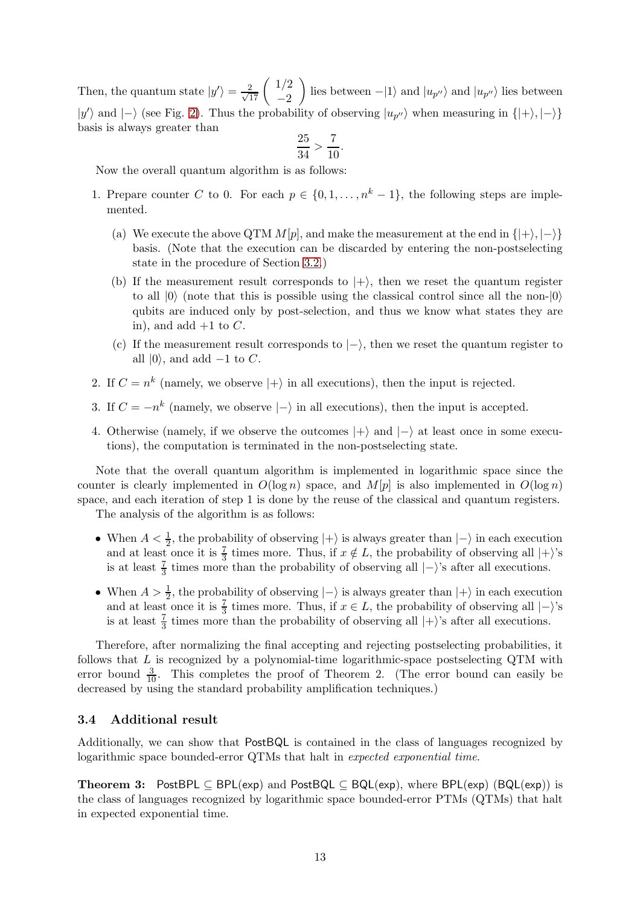Then, the quantum state $|y'\rangle = \frac{2}{\sqrt{17}} \begin{pmatrix} 1/2 \\ -2 \end{pmatrix}$ lies between $-|1\rangle$ and $|u_{p''}\rangle$ and $|u_{p''}\rangle$ lies between $|y'\rangle$ and $|-\rangle$ (see Fig. 2). Thus the probability of observing $|u_{p''}\rangle$ when measuring in $\{|+\rangle, |-\rangle\}$ basis is always greater than

$$\frac{25}{34} > \frac{7}{10}.$$

Now the overall quantum algorithm is as follows:

1. Prepare counter $C$ to 0. For each $p \in \{0, 1, \dots, n^k - 1\}$, the following steps are implemented.
   (a) We execute the above QTM $M[p]$, and make the measurement at the end in $\{|+\rangle, |-\rangle\}$ basis. (Note that the execution can be discarded by entering the non-postselecting state in the procedure of Section 3.2.)
   (b) If the measurement result corresponds to $|+\rangle$, then we reset the quantum register to all $|0\rangle$ (note that this is possible using the classical control since all the non-$|0\rangle$ qubits are induced only by post-selection, and thus we know what states they are in), and add $+1$ to $C$.
   (c) If the measurement result corresponds to $|-\rangle$, then we reset the quantum register to all $|0\rangle$, and add $-1$ to $C$.
2. If $C = n^k$ (namely, we observe $|+\rangle$ in all executions), then the input is rejected.
3. If $C = -n^k$ (namely, we observe $|-\rangle$ in all executions), then the input is accepted.
4. Otherwise (namely, if we observe the outcomes $|+\rangle$ and $|-\rangle$ at least once in some executions), the computation is terminated in the non-postselecting state.

Note that the overall quantum algorithm is implemented in logarithmic space since the counter is clearly implemented in $O(\log n)$ space, and $M[p]$ is also implemented in $O(\log n)$ space, and each iteration of step 1 is done by the reuse of the classical and quantum registers.

The analysis of the algorithm is as follows:

- When $A < \frac{1}{2}$, the probability of observing $|+\rangle$ is always greater than $|-\rangle$ in each execution and at least once it is $\frac{7}{3}$ times more. Thus, if $x \notin L$, the probability of observing all $|+\rangle$'s is at least $\frac{7}{3}$ times more than the probability of observing all $|-\rangle$'s after all executions.
- When $A > \frac{1}{2}$, the probability of observing $|-\rangle$ is always greater than $|+\rangle$ in each execution and at least once it is $\frac{7}{3}$ times more. Thus, if $x \in L$, the probability of observing all $|-\rangle$'s is at least $\frac{7}{3}$ times more than the probability of observing all $|+\rangle$'s after all executions.

Therefore, after normalizing the final accepting and rejecting postselecting probabilities, it follows that $L$ is recognized by a polynomial-time logarithmic-space postselecting QTM with error bound $\frac{3}{10}$. This completes the proof of Theorem 2. (The error bound can easily be decreased by using the standard probability amplification techniques.)

### 3.4 Additional result

Additionally, we can show that PostBQL is contained in the class of languages recognized by logarithmic space bounded-error QTMs that halt in *expected exponential time*.

**Theorem 3:** PostBPL $\subseteq$ BPL(exp) and PostBQL $\subseteq$ BQL(exp), where BPL(exp) (BQL(exp)) is the class of languages recognized by logarithmic space bounded-error PTMs (QTMs) that halt in expected exponential time.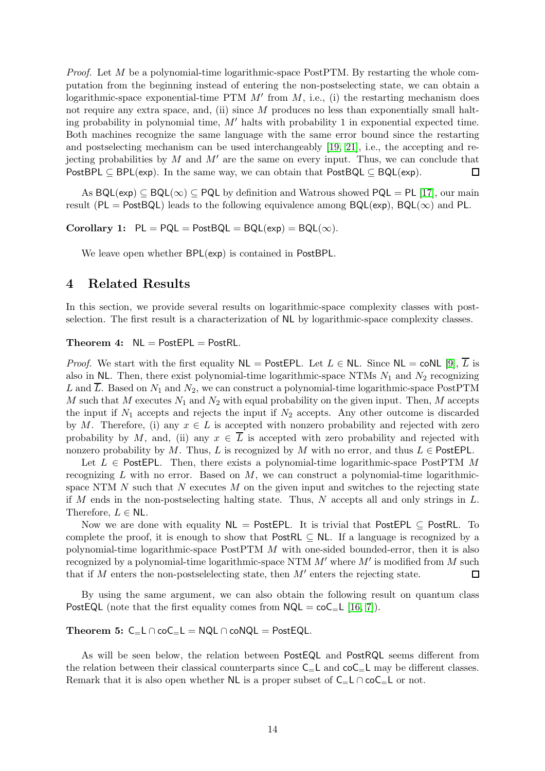*Proof.* Let $M$ be a polynomial-time logarithmic-space PostPTM. By restarting the whole computation from the beginning instead of entering the non-postselecting state, we can obtain a logarithmic-space exponential-time PTM $M'$ from $M$, i.e., (i) the restarting mechanism does not require any extra space, and, (ii) since $M$ produces no less than exponentially small halting probability in polynomial time, $M'$ halts with probability 1 in exponential expected time. Both machines recognize the same language with the same error bound since the restarting and postselecting mechanism can be used interchangeably [19, 21], i.e., the accepting and rejecting probabilities by $M$ and $M'$ are the same on every input. Thus, we can conclude that $\mathsf{PostBPL} \subseteq \mathsf{BPL(exp)}$. In the same way, we can obtain that $\mathsf{PostBQL} \subseteq \mathsf{BQL(exp)}$. ◻

As $\mathsf{BQL(exp)} \subseteq \mathsf{BQL}(\infty) \subseteq \mathsf{PQL}$ by definition and Watrous showed $\mathsf{PQL} = \mathsf{PL}$ [17], our main result ($\mathsf{PL} = \mathsf{PostBQL}$) leads to the following equivalence among $\mathsf{BQL(exp)}$, $\mathsf{BQL}(\infty)$ and $\mathsf{PL}$.

**Corollary 1:** $\mathsf{PL} = \mathsf{PQL} = \mathsf{PostBQL} = \mathsf{BQL(exp)} = \mathsf{BQL}(\infty)$.

We leave open whether $\mathsf{BPL(exp)}$ is contained in $\mathsf{PostBPL}$.

# 4 Related Results

In this section, we provide several results on logarithmic-space complexity classes with postselection. The first result is a characterization of $\mathsf{NL}$ by logarithmic-space complexity classes.

**Theorem 4:** $\mathsf{NL} = \mathsf{PostEPL} = \mathsf{PostRL}$.

*Proof.* We start with the first equality $\mathsf{NL} = \mathsf{PostEPL}$. Let $L \in \mathsf{NL}$. Since $\mathsf{NL} = \mathsf{coNL}$ [9], $\overline{L}$ is also in $\mathsf{NL}$. Then, there exist polynomial-time logarithmic-space NTMs $N_1$ and $N_2$ recognizing $L$ and $\overline{L}$. Based on $N_1$ and $N_2$, we can construct a polynomial-time logarithmic-space PostPTM $M$ such that $M$ executes $N_1$ and $N_2$ with equal probability on the given input. Then, $M$ accepts the input if $N_1$ accepts and rejects the input if $N_2$ accepts. Any other outcome is discarded by $M$. Therefore, (i) any $x \in L$ is accepted with nonzero probability and rejected with zero probability by $M$, and, (ii) any $x \in \overline{L}$ is accepted with zero probability and rejected with nonzero probability by $M$. Thus, $L$ is recognized by $M$ with no error, and thus $L \in \mathsf{PostEPL}$.

Let $L \in \mathsf{PostEPL}$. Then, there exists a polynomial-time logarithmic-space PostPTM $M$ recognizing $L$ with no error. Based on $M$, we can construct a polynomial-time logarithmic-space NTM $N$ such that $N$ executes $M$ on the given input and switches to the rejecting state if $M$ ends in the non-postselecting halting state. Thus, $N$ accepts all and only strings in $L$. Therefore, $L \in \mathsf{NL}$.

Now we are done with equality $\mathsf{NL} = \mathsf{PostEPL}$. It is trivial that $\mathsf{PostEPL} \subseteq \mathsf{PostRL}$. To complete the proof, it is enough to show that $\mathsf{PostRL} \subseteq \mathsf{NL}$. If a language is recognized by a polynomial-time logarithmic-space PostPTM $M$ with one-sided bounded-error, then it is also recognized by a polynomial-time logarithmic-space NTM $M'$ where $M'$ is modified from $M$ such that if $M$ enters the non-postselelecting state, then $M'$ enters the rejecting state. ◻

By using the same argument, we can also obtain the following result on quantum class $\mathsf{PostEQL}$ (note that the first equality comes from $\mathsf{NQL} = \mathsf{coC_{=}L}$ [16, 7]).

**Theorem 5:** $\mathsf{C_{=}L} \cap \mathsf{coC_{=}L} = \mathsf{NQL} \cap \mathsf{coNQL} = \mathsf{PostEQL}$.

As will be seen below, the relation between $\mathsf{PostEQL}$ and $\mathsf{PostRQL}$ seems different from the relation between their classical counterparts since $\mathsf{C_{=}L}$ and $\mathsf{coC_{=}L}$ may be different classes. Remark that it is also open whether $\mathsf{NL}$ is a proper subset of $\mathsf{C_{=}L} \cap \mathsf{coC_{=}L}$ or not.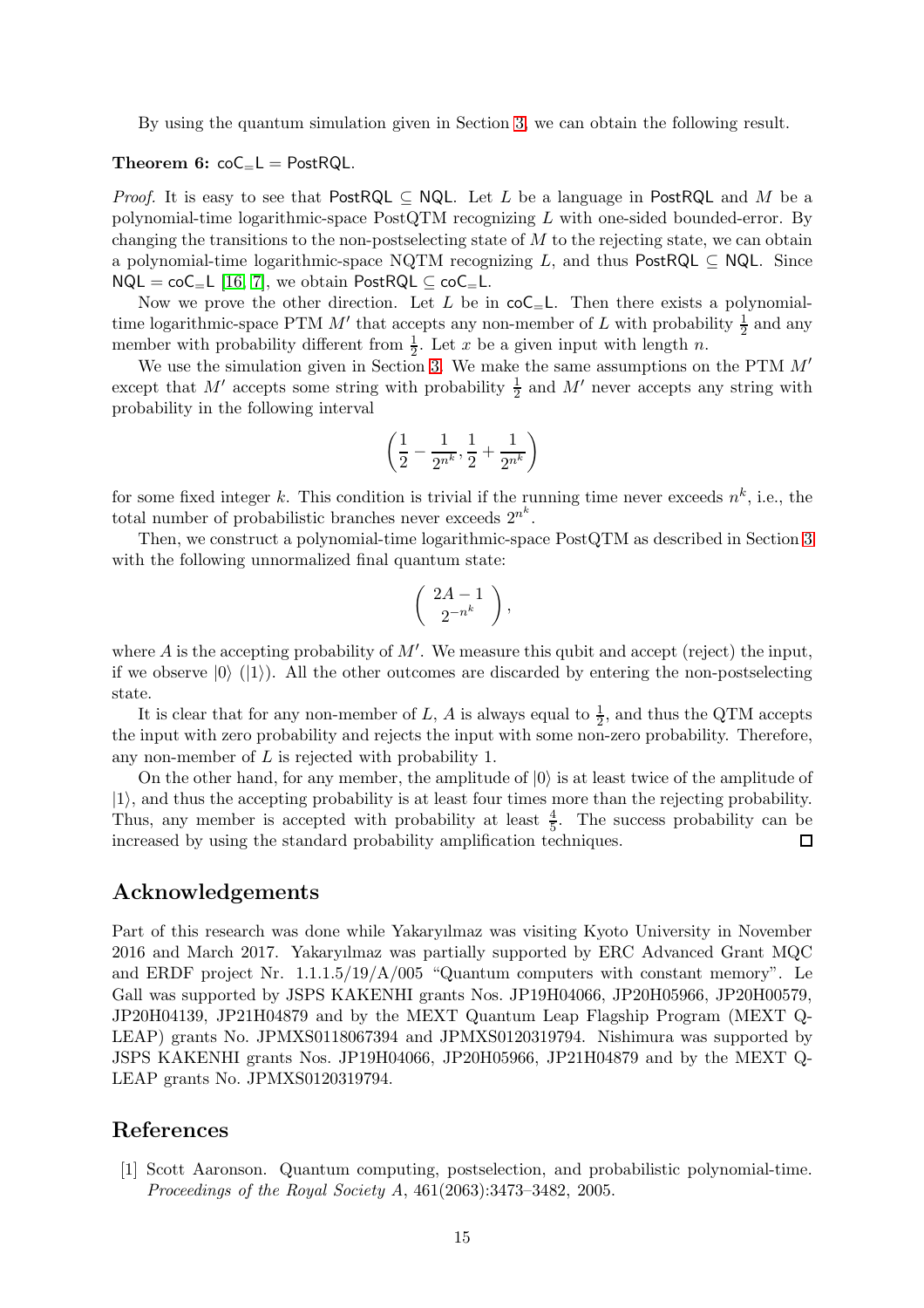By using the quantum simulation given in Section 3, we can obtain the following result.

**Theorem 6:** $\mathsf{coC_=L} = \mathsf{PostRQL}$.

*Proof.* It is easy to see that $\mathsf{PostRQL} \subseteq \mathsf{NQL}$. Let $L$ be a language in $\mathsf{PostRQL}$ and $M$ be a polynomial-time logarithmic-space PostQTM recognizing $L$ with one-sided bounded-error. By changing the transitions to the non-postselecting state of $M$ to the rejecting state, we can obtain a polynomial-time logarithmic-space NQTM recognizing $L$, and thus $\mathsf{PostRQL} \subseteq \mathsf{NQL}$. Since $\mathsf{NQL} = \mathsf{coC_=L}$ [16, 7], we obtain $\mathsf{PostRQL} \subseteq \mathsf{coC_=L}$.

Now we prove the other direction. Let $L$ be in $\mathsf{coC_=L}$. Then there exists a polynomial-time logarithmic-space PTM $M'$ that accepts any non-member of $L$ with probability $\frac{1}{2}$ and any member with probability different from $\frac{1}{2}$. Let $x$ be a given input with length $n$.

We use the simulation given in Section 3. We make the same assumptions on the PTM $M'$ except that $M'$ accepts some string with probability $\frac{1}{2}$ and $M'$ never accepts any string with probability in the following interval

$$\left( \frac{1}{2} - \frac{1}{2^{n^k}}, \frac{1}{2} + \frac{1}{2^{n^k}} \right)$$

for some fixed integer $k$. This condition is trivial if the running time never exceeds $n^k$, i.e., the total number of probabilistic branches never exceeds $2^{n^k}$.

Then, we construct a polynomial-time logarithmic-space PostQTM as described in Section 3 with the following unnormalized final quantum state:

$$\left( \begin{array}{c} 2A - 1 \\ 2^{-n^k} \end{array} \right),$$

where $A$ is the accepting probability of $M'$. We measure this qubit and accept (reject) the input, if we observe $|0\rangle$ ($|1\rangle$). All the other outcomes are discarded by entering the non-postselecting state.

It is clear that for any non-member of $L$, $A$ is always equal to $\frac{1}{2}$, and thus the QTM accepts the input with zero probability and rejects the input with some non-zero probability. Therefore, any non-member of $L$ is rejected with probability 1.

On the other hand, for any member, the amplitude of $|0\rangle$ is at least twice of the amplitude of $|1\rangle$, and thus the accepting probability is at least four times more than the rejecting probability. Thus, any member is accepted with probability at least $\frac{4}{5}$. The success probability can be increased by using the standard probability amplification techniques. □

## Acknowledgements

Part of this research was done while Yakaryılmaz was visiting Kyoto University in November 2016 and March 2017. Yakaryılmaz was partially supported by ERC Advanced Grant MQC and ERDF project Nr. 1.1.1.5/19/A/005 "Quantum computers with constant memory". Le Gall was supported by JSPS KAKENHI grants Nos. JP19H04066, JP20H05966, JP20H00579, JP20H04139, JP21H04879 and by the MEXT Quantum Leap Flagship Program (MEXT Q-LEAP) grants No. JPMXS0118067394 and JPMXS0120319794. Nishimura was supported by JSPS KAKENHI grants Nos. JP19H04066, JP20H05966, JP21H04879 and by the MEXT Q-LEAP grants No. JPMXS0120319794.

## References

[1] Scott Aaronson. Quantum computing, postselection, and probabilistic polynomial-time. *Proceedings of the Royal Society A*, 461(2063):3473–3482, 2005.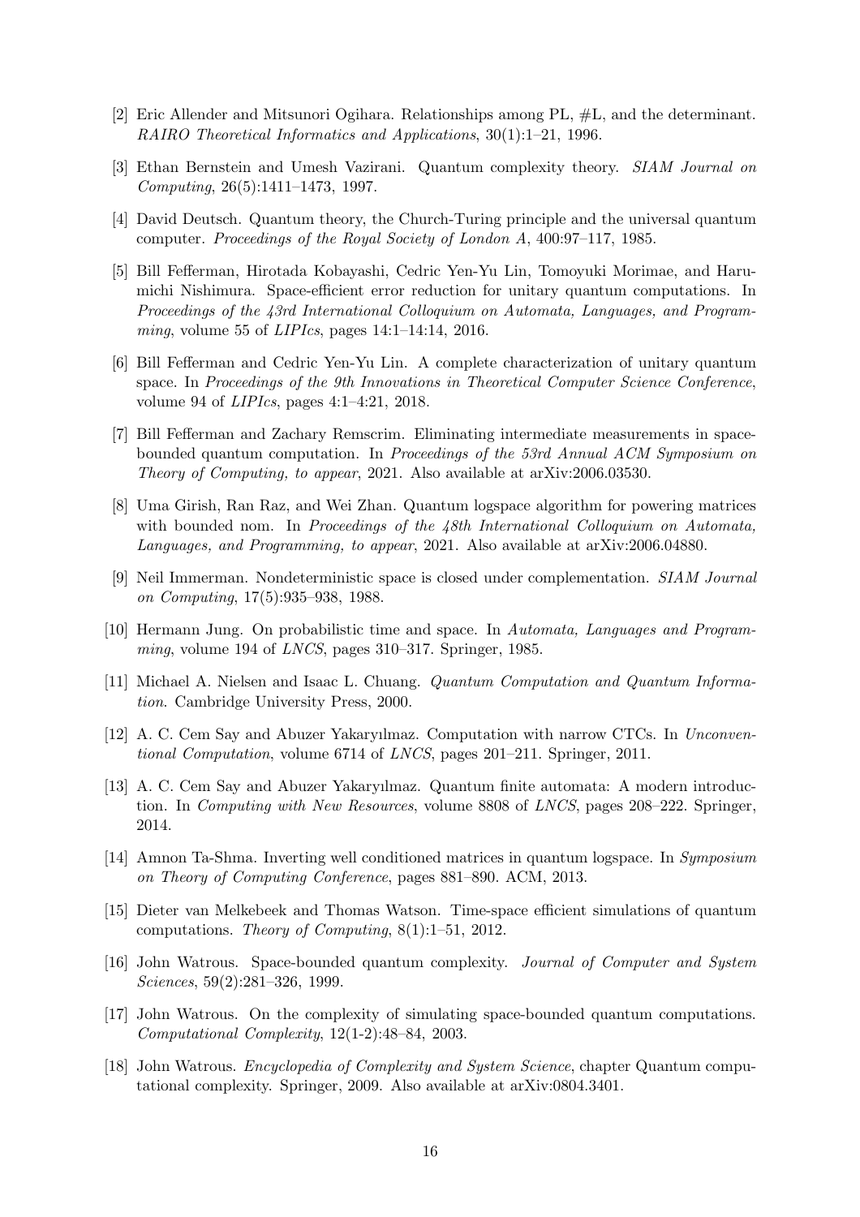[2] Eric Allender and Mitsunori Ogihara. Relationships among PL, #L, and the determinant. *RAIRO Theoretical Informatics and Applications*, 30(1):1–21, 1996.

[3] Ethan Bernstein and Umesh Vazirani. Quantum complexity theory. *SIAM Journal on Computing*, 26(5):1411–1473, 1997.

[4] David Deutsch. Quantum theory, the Church-Turing principle and the universal quantum computer. *Proceedings of the Royal Society of London A*, 400:97–117, 1985.

[5] Bill Fefferman, Hirotada Kobayashi, Cedric Yen-Yu Lin, Tomoyuki Morimae, and Harumichi Nishimura. Space-efficient error reduction for unitary quantum computations. In *Proceedings of the 43rd International Colloquium on Automata, Languages, and Programming*, volume 55 of *LIPIcs*, pages 14:1–14:14, 2016.

[6] Bill Fefferman and Cedric Yen-Yu Lin. A complete characterization of unitary quantum space. In *Proceedings of the 9th Innovations in Theoretical Computer Science Conference*, volume 94 of *LIPIcs*, pages 4:1–4:21, 2018.

[7] Bill Fefferman and Zachary Remscrim. Eliminating intermediate measurements in space-bounded quantum computation. In *Proceedings of the 53rd Annual ACM Symposium on Theory of Computing, to appear*, 2021. Also available at arXiv:2006.03530.

[8] Uma Girish, Ran Raz, and Wei Zhan. Quantum logspace algorithm for powering matrices with bounded nom. In *Proceedings of the 48th International Colloquium on Automata, Languages, and Programming, to appear*, 2021. Also available at arXiv:2006.04880.

[9] Neil Immerman. Nondeterministic space is closed under complementation. *SIAM Journal on Computing*, 17(5):935–938, 1988.

[10] Hermann Jung. On probabilistic time and space. In *Automata, Languages and Programming*, volume 194 of *LNCS*, pages 310–317. Springer, 1985.

[11] Michael A. Nielsen and Isaac L. Chuang. *Quantum Computation and Quantum Information*. Cambridge University Press, 2000.

[12] A. C. Cem Say and Abuzer Yakaryılmaz. Computation with narrow CTCs. In *Unconventional Computation*, volume 6714 of *LNCS*, pages 201–211. Springer, 2011.

[13] A. C. Cem Say and Abuzer Yakaryılmaz. Quantum finite automata: A modern introduction. In *Computing with New Resources*, volume 8808 of *LNCS*, pages 208–222. Springer, 2014.

[14] Amnon Ta-Shma. Inverting well conditioned matrices in quantum logspace. In *Symposium on Theory of Computing Conference*, pages 881–890. ACM, 2013.

[15] Dieter van Melkebeek and Thomas Watson. Time-space efficient simulations of quantum computations. *Theory of Computing*, 8(1):1–51, 2012.

[16] John Watrous. Space-bounded quantum complexity. *Journal of Computer and System Sciences*, 59(2):281–326, 1999.

[17] John Watrous. On the complexity of simulating space-bounded quantum computations. *Computational Complexity*, 12(1-2):48–84, 2003.

[18] John Watrous. *Encyclopedia of Complexity and System Science*, chapter Quantum computational complexity. Springer, 2009. Also available at arXiv:0804.3401.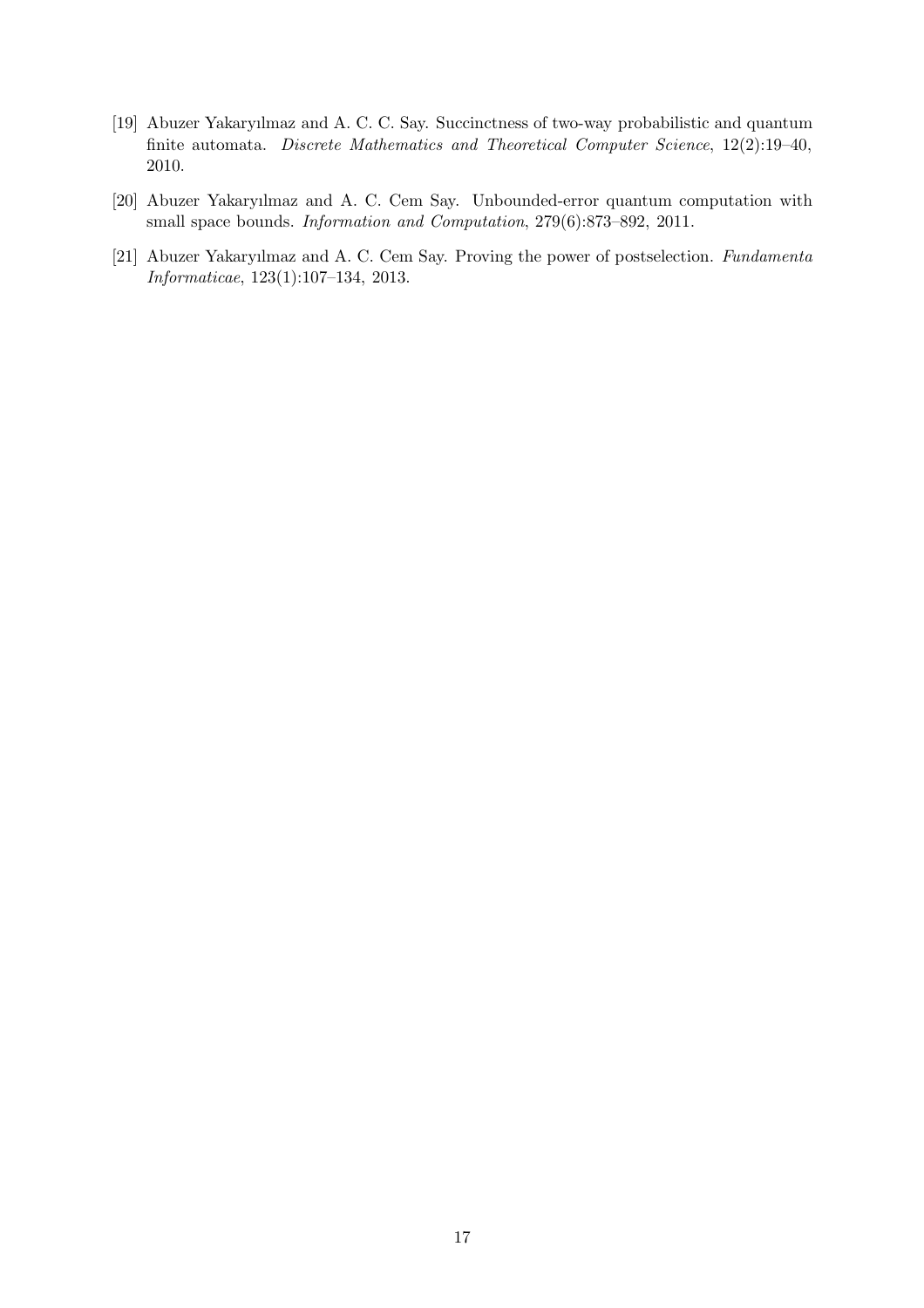[19] Abuzer Yakaryılmaz and A. C. C. Say. Succinctness of two-way probabilistic and quantum finite automata. *Discrete Mathematics and Theoretical Computer Science*, 12(2):19–40, 2010.

[20] Abuzer Yakaryılmaz and A. C. Cem Say. Unbounded-error quantum computation with small space bounds. *Information and Computation*, 279(6):873–892, 2011.

[21] Abuzer Yakaryılmaz and A. C. Cem Say. Proving the power of postselection. *Fundamenta Informaticae*, 123(1):107–134, 2013.